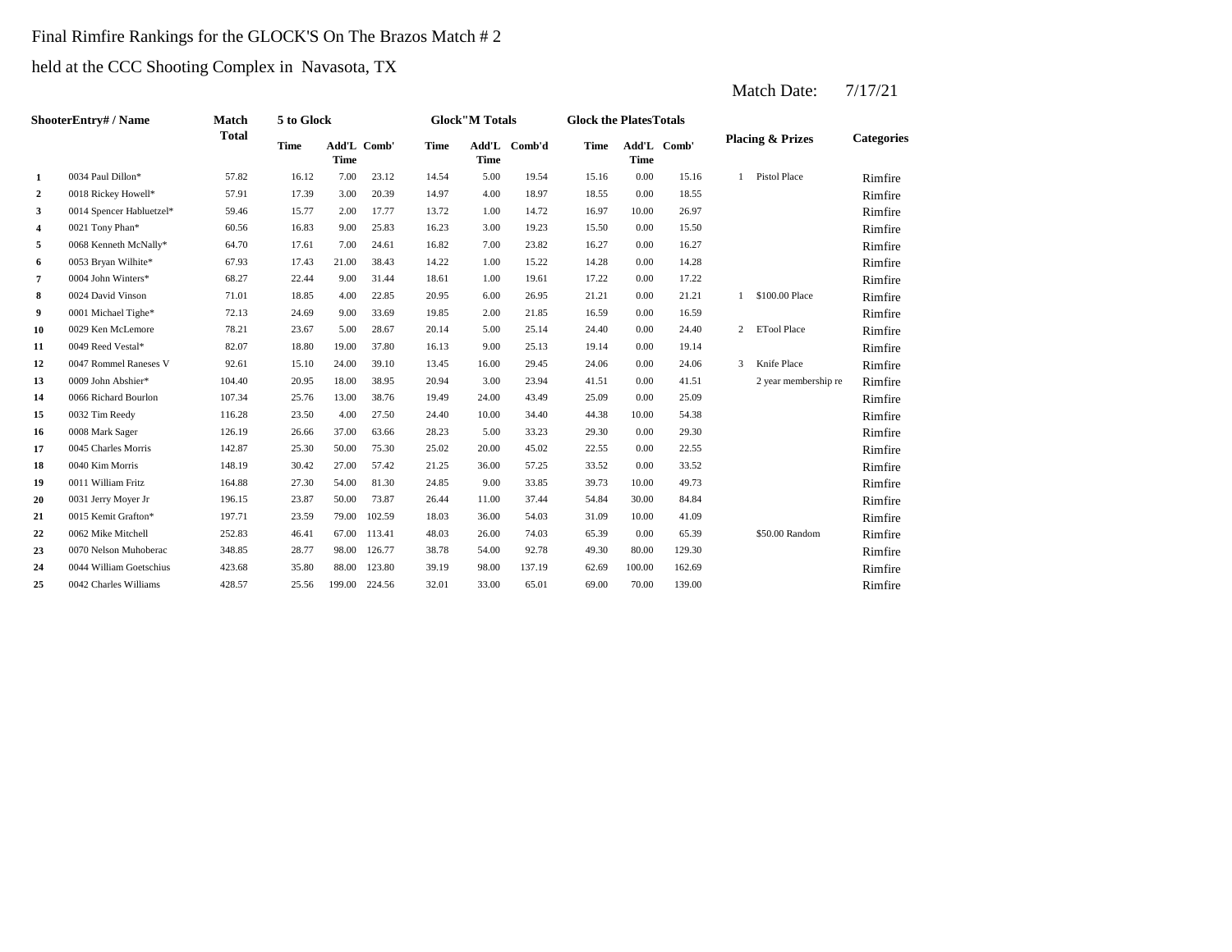Final Rimfire Rankings for the GLOCK'S On The Brazos Match # 2

held at the CCC Shooting Complex in Navasota, TX

Match Date: 7/17/21

| Shooter | Entry# / Name | Match Total | 5 to Glock | | | Glock"M Totals | | | Glock the Plates Totals | | | Placing & Prizes | | Categories |
|---|---|---|---|---|---|---|---|---|---|---|---|---|---|---|
| | | | Time | Add'L Time | Comb' | Time | Add'L Time | Comb'd | Time | Add'L Time | Comb' | | | |
| 1 | 0034 Paul Dillon* | 57.82 | 16.12 | 7.00 | 23.12 | 14.54 | 5.00 | 19.54 | 15.16 | 0.00 | 15.16 | 1 | Pistol Place | Rimfire |
| 2 | 0018 Rickey Howell* | 57.91 | 17.39 | 3.00 | 20.39 | 14.97 | 4.00 | 18.97 | 18.55 | 0.00 | 18.55 | | | Rimfire |
| 3 | 0014 Spencer Habluetzel* | 59.46 | 15.77 | 2.00 | 17.77 | 13.72 | 1.00 | 14.72 | 16.97 | 10.00 | 26.97 | | | Rimfire |
| 4 | 0021 Tony Phan* | 60.56 | 16.83 | 9.00 | 25.83 | 16.23 | 3.00 | 19.23 | 15.50 | 0.00 | 15.50 | | | Rimfire |
| 5 | 0068 Kenneth McNally* | 64.70 | 17.61 | 7.00 | 24.61 | 16.82 | 7.00 | 23.82 | 16.27 | 0.00 | 16.27 | | | Rimfire |
| 6 | 0053 Bryan Wilhite* | 67.93 | 17.43 | 21.00 | 38.43 | 14.22 | 1.00 | 15.22 | 14.28 | 0.00 | 14.28 | | | Rimfire |
| 7 | 0004 John Winters* | 68.27 | 22.44 | 9.00 | 31.44 | 18.61 | 1.00 | 19.61 | 17.22 | 0.00 | 17.22 | | | Rimfire |
| 8 | 0024 David Vinson | 71.01 | 18.85 | 4.00 | 22.85 | 20.95 | 6.00 | 26.95 | 21.21 | 0.00 | 21.21 | 1 | $100.00 Place | Rimfire |
| 9 | 0001 Michael Tighe* | 72.13 | 24.69 | 9.00 | 33.69 | 19.85 | 2.00 | 21.85 | 16.59 | 0.00 | 16.59 | | | Rimfire |
| 10 | 0029 Ken McLemore | 78.21 | 23.67 | 5.00 | 28.67 | 20.14 | 5.00 | 25.14 | 24.40 | 0.00 | 24.40 | 2 | ETool Place | Rimfire |
| 11 | 0049 Reed Vestal* | 82.07 | 18.80 | 19.00 | 37.80 | 16.13 | 9.00 | 25.13 | 19.14 | 0.00 | 19.14 | | | Rimfire |
| 12 | 0047 Rommel Raneses V | 92.61 | 15.10 | 24.00 | 39.10 | 13.45 | 16.00 | 29.45 | 24.06 | 0.00 | 24.06 | 3 | Knife Place | Rimfire |
| 13 | 0009 John Abshier* | 104.40 | 20.95 | 18.00 | 38.95 | 20.94 | 3.00 | 23.94 | 41.51 | 0.00 | 41.51 | | 2 year membership re | Rimfire |
| 14 | 0066 Richard Bourlon | 107.34 | 25.76 | 13.00 | 38.76 | 19.49 | 24.00 | 43.49 | 25.09 | 0.00 | 25.09 | | | Rimfire |
| 15 | 0032 Tim Reedy | 116.28 | 23.50 | 4.00 | 27.50 | 24.40 | 10.00 | 34.40 | 44.38 | 10.00 | 54.38 | | | Rimfire |
| 16 | 0008 Mark Sager | 126.19 | 26.66 | 37.00 | 63.66 | 28.23 | 5.00 | 33.23 | 29.30 | 0.00 | 29.30 | | | Rimfire |
| 17 | 0045 Charles Morris | 142.87 | 25.30 | 50.00 | 75.30 | 25.02 | 20.00 | 45.02 | 22.55 | 0.00 | 22.55 | | | Rimfire |
| 18 | 0040 Kim Morris | 148.19 | 30.42 | 27.00 | 57.42 | 21.25 | 36.00 | 57.25 | 33.52 | 0.00 | 33.52 | | | Rimfire |
| 19 | 0011 William Fritz | 164.88 | 27.30 | 54.00 | 81.30 | 24.85 | 9.00 | 33.85 | 39.73 | 10.00 | 49.73 | | | Rimfire |
| 20 | 0031 Jerry Moyer Jr | 196.15 | 23.87 | 50.00 | 73.87 | 26.44 | 11.00 | 37.44 | 54.84 | 30.00 | 84.84 | | | Rimfire |
| 21 | 0015 Kemit Grafton* | 197.71 | 23.59 | 79.00 | 102.59 | 18.03 | 36.00 | 54.03 | 31.09 | 10.00 | 41.09 | | | Rimfire |
| 22 | 0062 Mike Mitchell | 252.83 | 46.41 | 67.00 | 113.41 | 48.03 | 26.00 | 74.03 | 65.39 | 0.00 | 65.39 | | $50.00 Random | Rimfire |
| 23 | 0070 Nelson Muhoberac | 348.85 | 28.77 | 98.00 | 126.77 | 38.78 | 54.00 | 92.78 | 49.30 | 80.00 | 129.30 | | | Rimfire |
| 24 | 0044 William Goetschius | 423.68 | 35.80 | 88.00 | 123.80 | 39.19 | 98.00 | 137.19 | 62.69 | 100.00 | 162.69 | | | Rimfire |
| 25 | 0042 Charles Williams | 428.57 | 25.56 | 199.00 | 224.56 | 32.01 | 33.00 | 65.01 | 69.00 | 70.00 | 139.00 | | | Rimfire |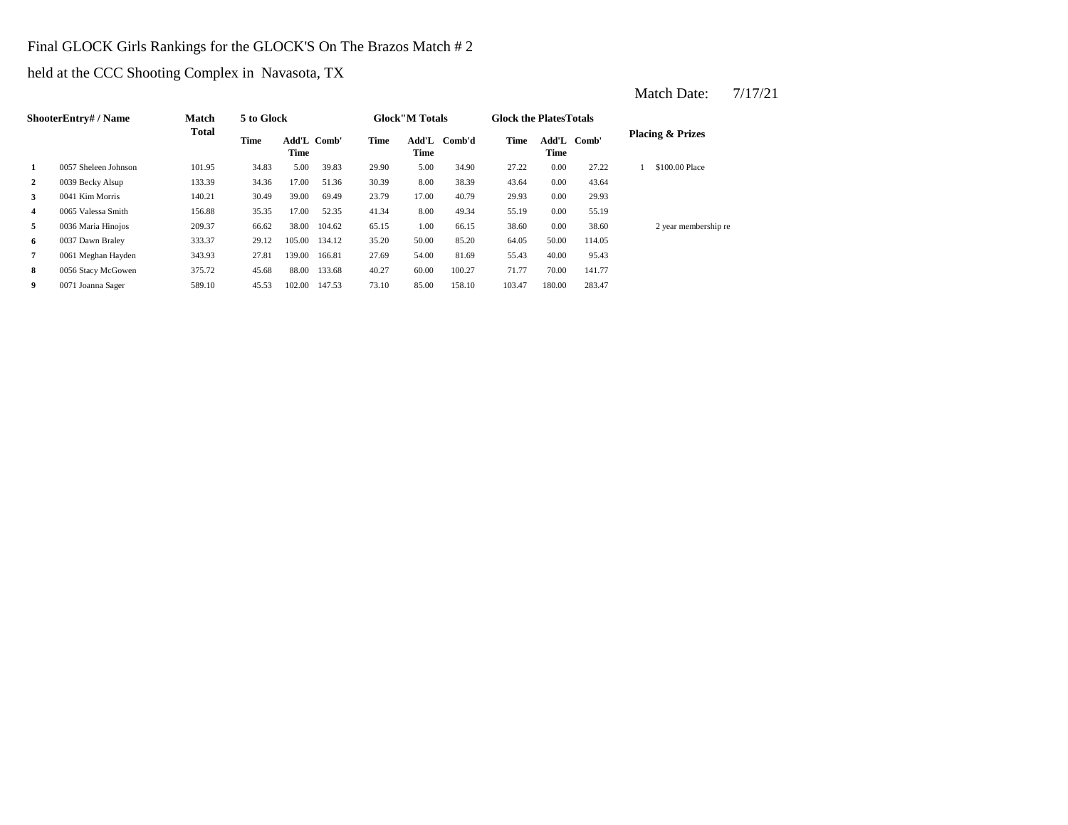Final GLOCK Girls Rankings for the GLOCK'S On The Brazos Match # 2

held at the CCC Shooting Complex in Navasota, TX

Match Date: 7/17/21

| Shooter | Entry# / Name | Match Total | 5 to Glock | | | Glock"M Totals | | | Glock the Plates Totals | | | Placing & Prizes | |
|---|---|---|---|---|---|---|---|---|---|---|---|---|---|
| | | | Time | Add'L Time | Comb' | Time | Add'L Time | Comb'd | Time | Add'L Time | Comb' | | |
| 1 | 0057 Sheleen Johnson | 101.95 | 34.83 | 5.00 | 39.83 | 29.90 | 5.00 | 34.90 | 27.22 | 0.00 | 27.22 | 1 | $100.00 Place |
| 2 | 0039 Becky Alsup | 133.39 | 34.36 | 17.00 | 51.36 | 30.39 | 8.00 | 38.39 | 43.64 | 0.00 | 43.64 | | |
| 3 | 0041 Kim Morris | 140.21 | 30.49 | 39.00 | 69.49 | 23.79 | 17.00 | 40.79 | 29.93 | 0.00 | 29.93 | | |
| 4 | 0065 Valessa Smith | 156.88 | 35.35 | 17.00 | 52.35 | 41.34 | 8.00 | 49.34 | 55.19 | 0.00 | 55.19 | | |
| 5 | 0036 Maria Hinojos | 209.37 | 66.62 | 38.00 | 104.62 | 65.15 | 1.00 | 66.15 | 38.60 | 0.00 | 38.60 | | 2 year membership re |
| 6 | 0037 Dawn Braley | 333.37 | 29.12 | 105.00 | 134.12 | 35.20 | 50.00 | 85.20 | 64.05 | 50.00 | 114.05 | | |
| 7 | 0061 Meghan Hayden | 343.93 | 27.81 | 139.00 | 166.81 | 27.69 | 54.00 | 81.69 | 55.43 | 40.00 | 95.43 | | |
| 8 | 0056 Stacy McGowen | 375.72 | 45.68 | 88.00 | 133.68 | 40.27 | 60.00 | 100.27 | 71.77 | 70.00 | 141.77 | | |
| 9 | 0071 Joanna Sager | 589.10 | 45.53 | 102.00 | 147.53 | 73.10 | 85.00 | 158.10 | 103.47 | 180.00 | 283.47 | | |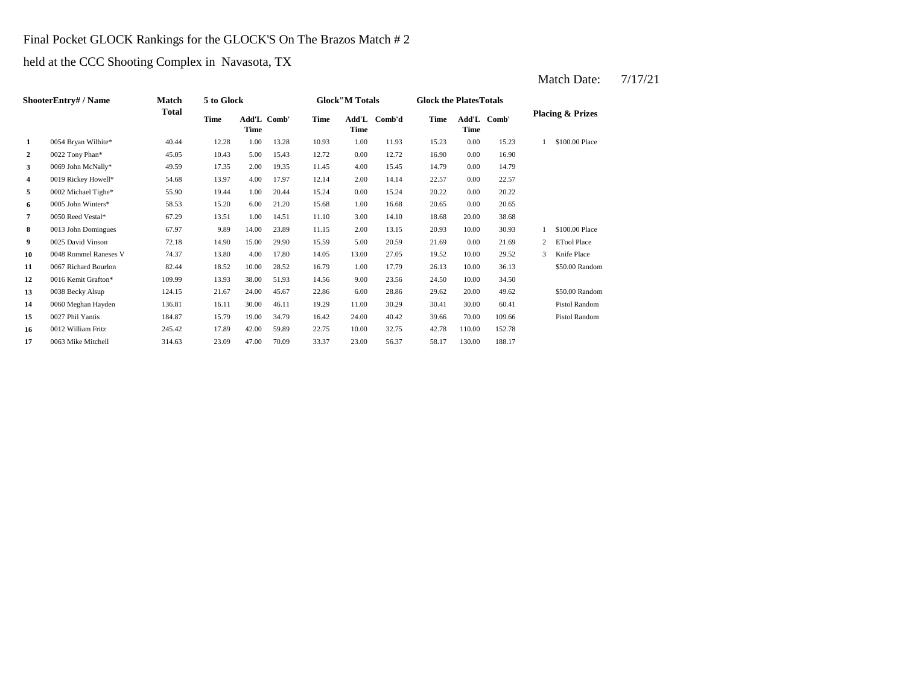Final Pocket GLOCK Rankings for the GLOCK'S On The Brazos Match # 2

held at the CCC Shooting Complex in Navasota, TX

Match Date: 7/17/21

| ShooterEntry# / Name | | Match Total | 5 to Glock | | | Glock"M Totals | | | Glock the PlatesTotals | | | Placing & Prizes | |
|---|---|---|---|---|---|---|---|---|---|---|---|---|---|
| | | | Time | Add'L Time | Comb' | Time | Add'L Time | Comb'd | Time | Add'L Time | Comb' | | |
| 1 | 0054 Bryan Wilhite* | 40.44 | 12.28 | 1.00 | 13.28 | 10.93 | 1.00 | 11.93 | 15.23 | 0.00 | 15.23 | 1 | $100.00 Place |
| 2 | 0022 Tony Phan* | 45.05 | 10.43 | 5.00 | 15.43 | 12.72 | 0.00 | 12.72 | 16.90 | 0.00 | 16.90 | | |
| 3 | 0069 John McNally* | 49.59 | 17.35 | 2.00 | 19.35 | 11.45 | 4.00 | 15.45 | 14.79 | 0.00 | 14.79 | | |
| 4 | 0019 Rickey Howell* | 54.68 | 13.97 | 4.00 | 17.97 | 12.14 | 2.00 | 14.14 | 22.57 | 0.00 | 22.57 | | |
| 5 | 0002 Michael Tighe* | 55.90 | 19.44 | 1.00 | 20.44 | 15.24 | 0.00 | 15.24 | 20.22 | 0.00 | 20.22 | | |
| 6 | 0005 John Winters* | 58.53 | 15.20 | 6.00 | 21.20 | 15.68 | 1.00 | 16.68 | 20.65 | 0.00 | 20.65 | | |
| 7 | 0050 Reed Vestal* | 67.29 | 13.51 | 1.00 | 14.51 | 11.10 | 3.00 | 14.10 | 18.68 | 20.00 | 38.68 | | |
| 8 | 0013 John Domingues | 67.97 | 9.89 | 14.00 | 23.89 | 11.15 | 2.00 | 13.15 | 20.93 | 10.00 | 30.93 | 1 | $100.00 Place |
| 9 | 0025 David Vinson | 72.18 | 14.90 | 15.00 | 29.90 | 15.59 | 5.00 | 20.59 | 21.69 | 0.00 | 21.69 | 2 | ETool Place |
| 10 | 0048 Rommel Raneses V | 74.37 | 13.80 | 4.00 | 17.80 | 14.05 | 13.00 | 27.05 | 19.52 | 10.00 | 29.52 | 3 | Knife Place |
| 11 | 0067 Richard Bourlon | 82.44 | 18.52 | 10.00 | 28.52 | 16.79 | 1.00 | 17.79 | 26.13 | 10.00 | 36.13 | | $50.00 Random |
| 12 | 0016 Kemit Grafton* | 109.99 | 13.93 | 38.00 | 51.93 | 14.56 | 9.00 | 23.56 | 24.50 | 10.00 | 34.50 | | |
| 13 | 0038 Becky Alsup | 124.15 | 21.67 | 24.00 | 45.67 | 22.86 | 6.00 | 28.86 | 29.62 | 20.00 | 49.62 | | $50.00 Random |
| 14 | 0060 Meghan Hayden | 136.81 | 16.11 | 30.00 | 46.11 | 19.29 | 11.00 | 30.29 | 30.41 | 30.00 | 60.41 | | Pistol Random |
| 15 | 0027 Phil Yantis | 184.87 | 15.79 | 19.00 | 34.79 | 16.42 | 24.00 | 40.42 | 39.66 | 70.00 | 109.66 | | Pistol Random |
| 16 | 0012 William Fritz | 245.42 | 17.89 | 42.00 | 59.89 | 22.75 | 10.00 | 32.75 | 42.78 | 110.00 | 152.78 | | |
| 17 | 0063 Mike Mitchell | 314.63 | 23.09 | 47.00 | 70.09 | 33.37 | 23.00 | 56.37 | 58.17 | 130.00 | 188.17 | | |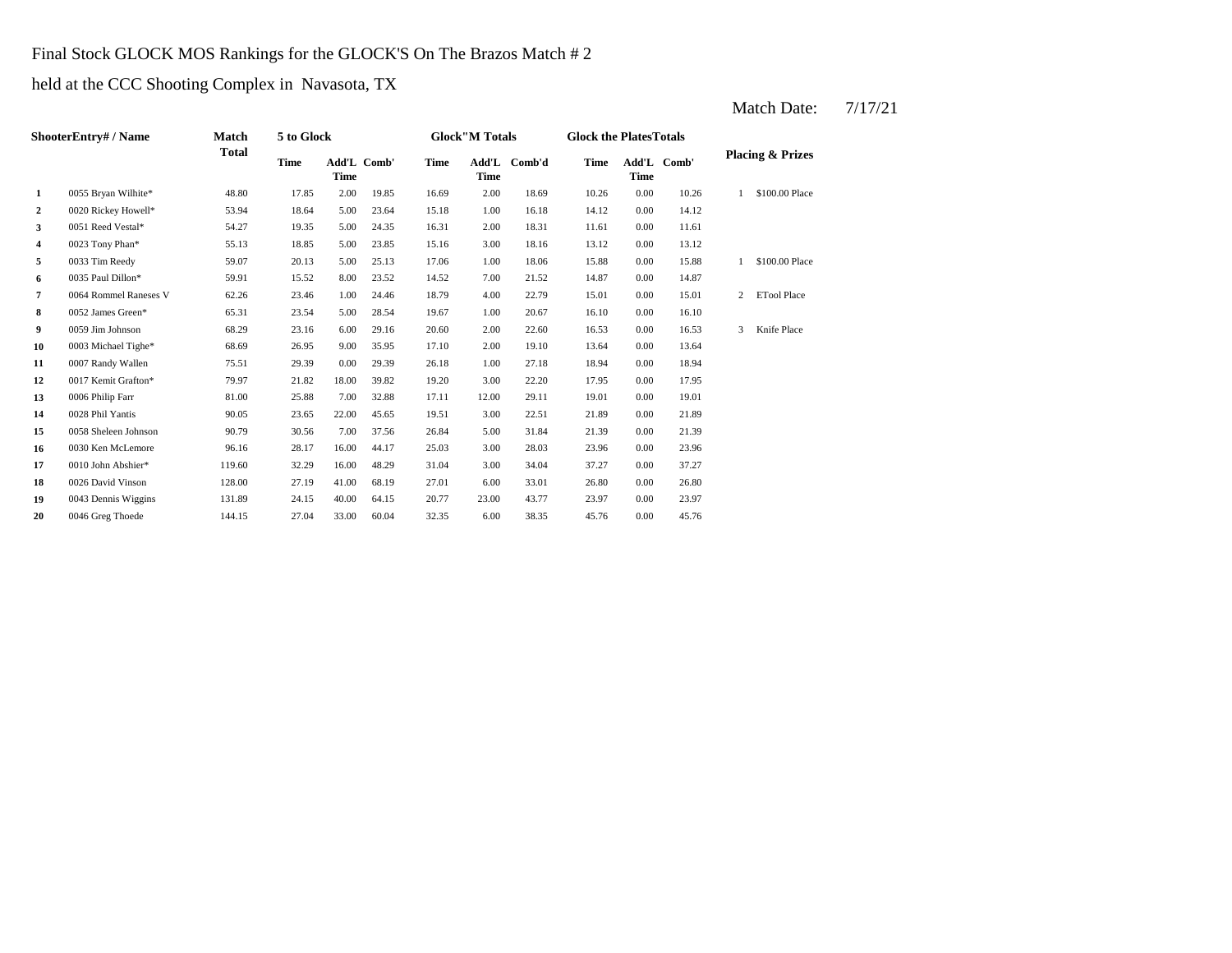Final Stock GLOCK MOS Rankings for the GLOCK'S On The Brazos Match # 2

held at the CCC Shooting Complex in Navasota, TX

Match Date: 7/17/21

| | ShooterEntry# / Name | Match Total | 5 to Glock | | | Glock"M Totals | | | Glock the PlatesTotals | | | Placing & Prizes | |
|---|---|---|---|---|---|---|---|---|---|---|---|---|---|
| | | | Time | Add'L Time | Comb' | Time | Add'L Time | Comb'd | Time | Add'L Time | Comb' | | |
| 1 | 0055 Bryan Wilhite* | 48.80 | 17.85 | 2.00 | 19.85 | 16.69 | 2.00 | 18.69 | 10.26 | 0.00 | 10.26 | 1 | $100.00 Place |
| 2 | 0020 Rickey Howell* | 53.94 | 18.64 | 5.00 | 23.64 | 15.18 | 1.00 | 16.18 | 14.12 | 0.00 | 14.12 | | |
| 3 | 0051 Reed Vestal* | 54.27 | 19.35 | 5.00 | 24.35 | 16.31 | 2.00 | 18.31 | 11.61 | 0.00 | 11.61 | | |
| 4 | 0023 Tony Phan* | 55.13 | 18.85 | 5.00 | 23.85 | 15.16 | 3.00 | 18.16 | 13.12 | 0.00 | 13.12 | | |
| 5 | 0033 Tim Reedy | 59.07 | 20.13 | 5.00 | 25.13 | 17.06 | 1.00 | 18.06 | 15.88 | 0.00 | 15.88 | 1 | $100.00 Place |
| 6 | 0035 Paul Dillon* | 59.91 | 15.52 | 8.00 | 23.52 | 14.52 | 7.00 | 21.52 | 14.87 | 0.00 | 14.87 | | |
| 7 | 0064 Rommel Raneses V | 62.26 | 23.46 | 1.00 | 24.46 | 18.79 | 4.00 | 22.79 | 15.01 | 0.00 | 15.01 | 2 | ETool Place |
| 8 | 0052 James Green* | 65.31 | 23.54 | 5.00 | 28.54 | 19.67 | 1.00 | 20.67 | 16.10 | 0.00 | 16.10 | | |
| 9 | 0059 Jim Johnson | 68.29 | 23.16 | 6.00 | 29.16 | 20.60 | 2.00 | 22.60 | 16.53 | 0.00 | 16.53 | 3 | Knife Place |
| 10 | 0003 Michael Tighe* | 68.69 | 26.95 | 9.00 | 35.95 | 17.10 | 2.00 | 19.10 | 13.64 | 0.00 | 13.64 | | |
| 11 | 0007 Randy Wallen | 75.51 | 29.39 | 0.00 | 29.39 | 26.18 | 1.00 | 27.18 | 18.94 | 0.00 | 18.94 | | |
| 12 | 0017 Kemit Grafton* | 79.97 | 21.82 | 18.00 | 39.82 | 19.20 | 3.00 | 22.20 | 17.95 | 0.00 | 17.95 | | |
| 13 | 0006 Philip Farr | 81.00 | 25.88 | 7.00 | 32.88 | 17.11 | 12.00 | 29.11 | 19.01 | 0.00 | 19.01 | | |
| 14 | 0028 Phil Yantis | 90.05 | 23.65 | 22.00 | 45.65 | 19.51 | 3.00 | 22.51 | 21.89 | 0.00 | 21.89 | | |
| 15 | 0058 Sheleen Johnson | 90.79 | 30.56 | 7.00 | 37.56 | 26.84 | 5.00 | 31.84 | 21.39 | 0.00 | 21.39 | | |
| 16 | 0030 Ken McLemore | 96.16 | 28.17 | 16.00 | 44.17 | 25.03 | 3.00 | 28.03 | 23.96 | 0.00 | 23.96 | | |
| 17 | 0010 John Abshier* | 119.60 | 32.29 | 16.00 | 48.29 | 31.04 | 3.00 | 34.04 | 37.27 | 0.00 | 37.27 | | |
| 18 | 0026 David Vinson | 128.00 | 27.19 | 41.00 | 68.19 | 27.01 | 6.00 | 33.01 | 26.80 | 0.00 | 26.80 | | |
| 19 | 0043 Dennis Wiggins | 131.89 | 24.15 | 40.00 | 64.15 | 20.77 | 23.00 | 43.77 | 23.97 | 0.00 | 23.97 | | |
| 20 | 0046 Greg Thoede | 144.15 | 27.04 | 33.00 | 60.04 | 32.35 | 6.00 | 38.35 | 45.76 | 0.00 | 45.76 | | |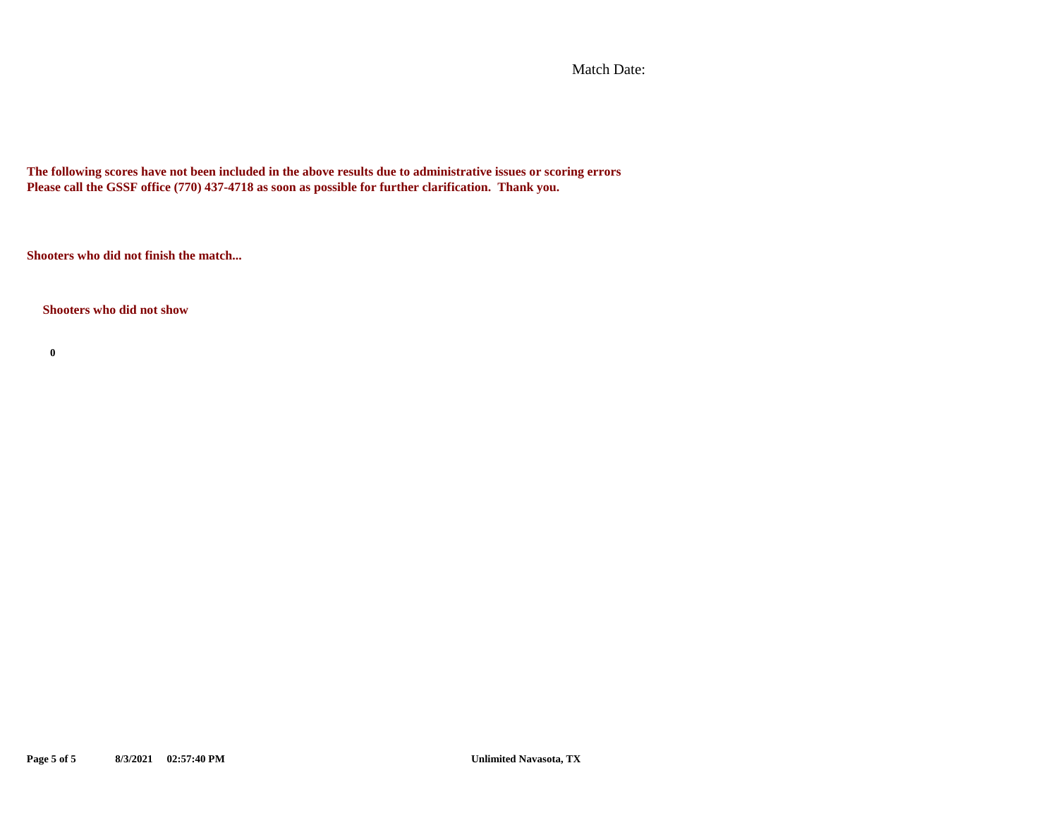Match Date:

**The following scores have not been included in the above results due to administrative issues or scoring errors**
**Please call the GSSF office (770) 437-4718 as soon as possible for further clarification. Thank you.**

**Shooters who did not finish the match...**

**Shooters who did not show**

**0**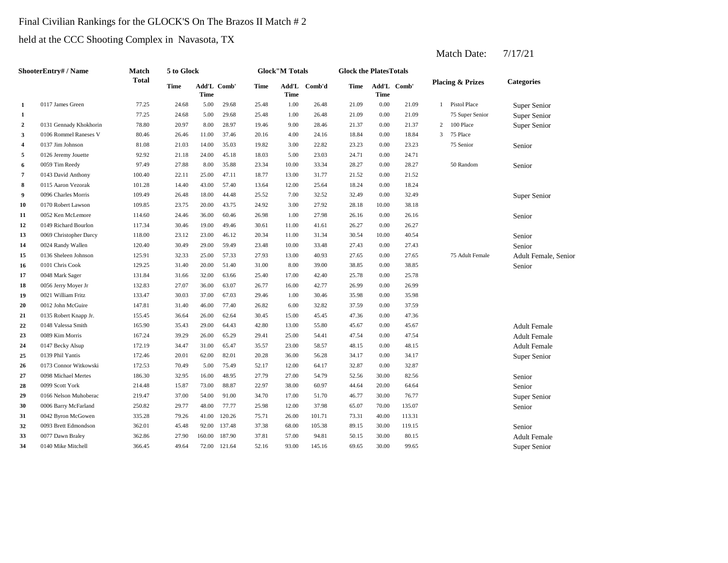Final Civilian Rankings for the GLOCK'S On The Brazos II Match # 2

held at the CCC Shooting Complex in Navasota, TX

Match Date: 7/17/21

| Shooter | Entry# / Name | Match Total | 5 to Glock | | | Glock"M Totals | | | Glock the Plates Totals | | | Placing & Prizes | | Categories |
|---|---|---|---|---|---|---|---|---|---|---|---|---|---|---|
| | | | Time | Add'L Time | Comb' | Time | Add'L Time | Comb'd | Time | Add'L Time | Comb' | | | |
| 1 | 0117 James Green | 77.25 | 24.68 | 5.00 | 29.68 | 25.48 | 1.00 | 26.48 | 21.09 | 0.00 | 21.09 | 1 | Pistol Place | Super Senior |
| 1 | | 77.25 | 24.68 | 5.00 | 29.68 | 25.48 | 1.00 | 26.48 | 21.09 | 0.00 | 21.09 | | 75 Super Senior | Super Senior |
| 2 | 0131 Gennady Khokhorin | 78.80 | 20.97 | 8.00 | 28.97 | 19.46 | 9.00 | 28.46 | 21.37 | 0.00 | 21.37 | 2 | 100 Place | Super Senior |
| 3 | 0106 Rommel Raneses V | 80.46 | 26.46 | 11.00 | 37.46 | 20.16 | 4.00 | 24.16 | 18.84 | 0.00 | 18.84 | 3 | 75 Place | |
| 4 | 0137 Jim Johnson | 81.08 | 21.03 | 14.00 | 35.03 | 19.82 | 3.00 | 22.82 | 23.23 | 0.00 | 23.23 | | 75 Senior | Senior |
| 5 | 0126 Jeremy Jouette | 92.92 | 21.18 | 24.00 | 45.18 | 18.03 | 5.00 | 23.03 | 24.71 | 0.00 | 24.71 | | | |
| 6 | 0059 Tim Reedy | 97.49 | 27.88 | 8.00 | 35.88 | 23.34 | 10.00 | 33.34 | 28.27 | 0.00 | 28.27 | | 50 Random | Senior |
| 7 | 0143 David Anthony | 100.40 | 22.11 | 25.00 | 47.11 | 18.77 | 13.00 | 31.77 | 21.52 | 0.00 | 21.52 | | | |
| 8 | 0115 Aaron Vezorak | 101.28 | 14.40 | 43.00 | 57.40 | 13.64 | 12.00 | 25.64 | 18.24 | 0.00 | 18.24 | | | |
| 9 | 0096 Charles Morris | 109.49 | 26.48 | 18.00 | 44.48 | 25.52 | 7.00 | 32.52 | 32.49 | 0.00 | 32.49 | | | Super Senior |
| 10 | 0170 Robert Lawson | 109.85 | 23.75 | 20.00 | 43.75 | 24.92 | 3.00 | 27.92 | 28.18 | 10.00 | 38.18 | | | |
| 11 | 0052 Ken McLemore | 114.60 | 24.46 | 36.00 | 60.46 | 26.98 | 1.00 | 27.98 | 26.16 | 0.00 | 26.16 | | | Senior |
| 12 | 0149 Richard Bourlon | 117.34 | 30.46 | 19.00 | 49.46 | 30.61 | 11.00 | 41.61 | 26.27 | 0.00 | 26.27 | | | |
| 13 | 0069 Christopher Darcy | 118.00 | 23.12 | 23.00 | 46.12 | 20.34 | 11.00 | 31.34 | 30.54 | 10.00 | 40.54 | | | Senior |
| 14 | 0024 Randy Wallen | 120.40 | 30.49 | 29.00 | 59.49 | 23.48 | 10.00 | 33.48 | 27.43 | 0.00 | 27.43 | | | Senior |
| 15 | 0136 Sheleen Johnson | 125.91 | 32.33 | 25.00 | 57.33 | 27.93 | 13.00 | 40.93 | 27.65 | 0.00 | 27.65 | | 75 Adult Female | Adult Female, Senior |
| 16 | 0101 Chris Cook | 129.25 | 31.40 | 20.00 | 51.40 | 31.00 | 8.00 | 39.00 | 38.85 | 0.00 | 38.85 | | | Senior |
| 17 | 0048 Mark Sager | 131.84 | 31.66 | 32.00 | 63.66 | 25.40 | 17.00 | 42.40 | 25.78 | 0.00 | 25.78 | | | |
| 18 | 0056 Jerry Moyer Jr | 132.83 | 27.07 | 36.00 | 63.07 | 26.77 | 16.00 | 42.77 | 26.99 | 0.00 | 26.99 | | | |
| 19 | 0021 William Fritz | 133.47 | 30.03 | 37.00 | 67.03 | 29.46 | 1.00 | 30.46 | 35.98 | 0.00 | 35.98 | | | |
| 20 | 0012 John McGuire | 147.81 | 31.40 | 46.00 | 77.40 | 26.82 | 6.00 | 32.82 | 37.59 | 0.00 | 37.59 | | | |
| 21 | 0135 Robert Knapp Jr. | 155.45 | 36.64 | 26.00 | 62.64 | 30.45 | 15.00 | 45.45 | 47.36 | 0.00 | 47.36 | | | |
| 22 | 0148 Valessa Smith | 165.90 | 35.43 | 29.00 | 64.43 | 42.80 | 13.00 | 55.80 | 45.67 | 0.00 | 45.67 | | | Adult Female |
| 23 | 0089 Kim Morris | 167.24 | 39.29 | 26.00 | 65.29 | 29.41 | 25.00 | 54.41 | 47.54 | 0.00 | 47.54 | | | Adult Female |
| 24 | 0147 Becky Alsup | 172.19 | 34.47 | 31.00 | 65.47 | 35.57 | 23.00 | 58.57 | 48.15 | 0.00 | 48.15 | | | Adult Female |
| 25 | 0139 Phil Yantis | 172.46 | 20.01 | 62.00 | 82.01 | 20.28 | 36.00 | 56.28 | 34.17 | 0.00 | 34.17 | | | Super Senior |
| 26 | 0173 Connor Witkowski | 172.53 | 70.49 | 5.00 | 75.49 | 52.17 | 12.00 | 64.17 | 32.87 | 0.00 | 32.87 | | | |
| 27 | 0098 Michael Mertes | 186.30 | 32.95 | 16.00 | 48.95 | 27.79 | 27.00 | 54.79 | 52.56 | 30.00 | 82.56 | | | Senior |
| 28 | 0099 Scott York | 214.48 | 15.87 | 73.00 | 88.87 | 22.97 | 38.00 | 60.97 | 44.64 | 20.00 | 64.64 | | | Senior |
| 29 | 0166 Nelson Muhoberac | 219.47 | 37.00 | 54.00 | 91.00 | 34.70 | 17.00 | 51.70 | 46.77 | 30.00 | 76.77 | | | Super Senior |
| 30 | 0006 Barry McFarland | 250.82 | 29.77 | 48.00 | 77.77 | 25.98 | 12.00 | 37.98 | 65.07 | 70.00 | 135.07 | | | Senior |
| 31 | 0042 Byron McGowen | 335.28 | 79.26 | 41.00 | 120.26 | 75.71 | 26.00 | 101.71 | 73.31 | 40.00 | 113.31 | | | |
| 32 | 0093 Brett Edmondson | 362.01 | 45.48 | 92.00 | 137.48 | 37.38 | 68.00 | 105.38 | 89.15 | 30.00 | 119.15 | | | Senior |
| 33 | 0077 Dawn Braley | 362.86 | 27.90 | 160.00 | 187.90 | 37.81 | 57.00 | 94.81 | 50.15 | 30.00 | 80.15 | | | Adult Female |
| 34 | 0140 Mike Mitchell | 366.45 | 49.64 | 72.00 | 121.64 | 52.16 | 93.00 | 145.16 | 69.65 | 30.00 | 99.65 | | | Super Senior |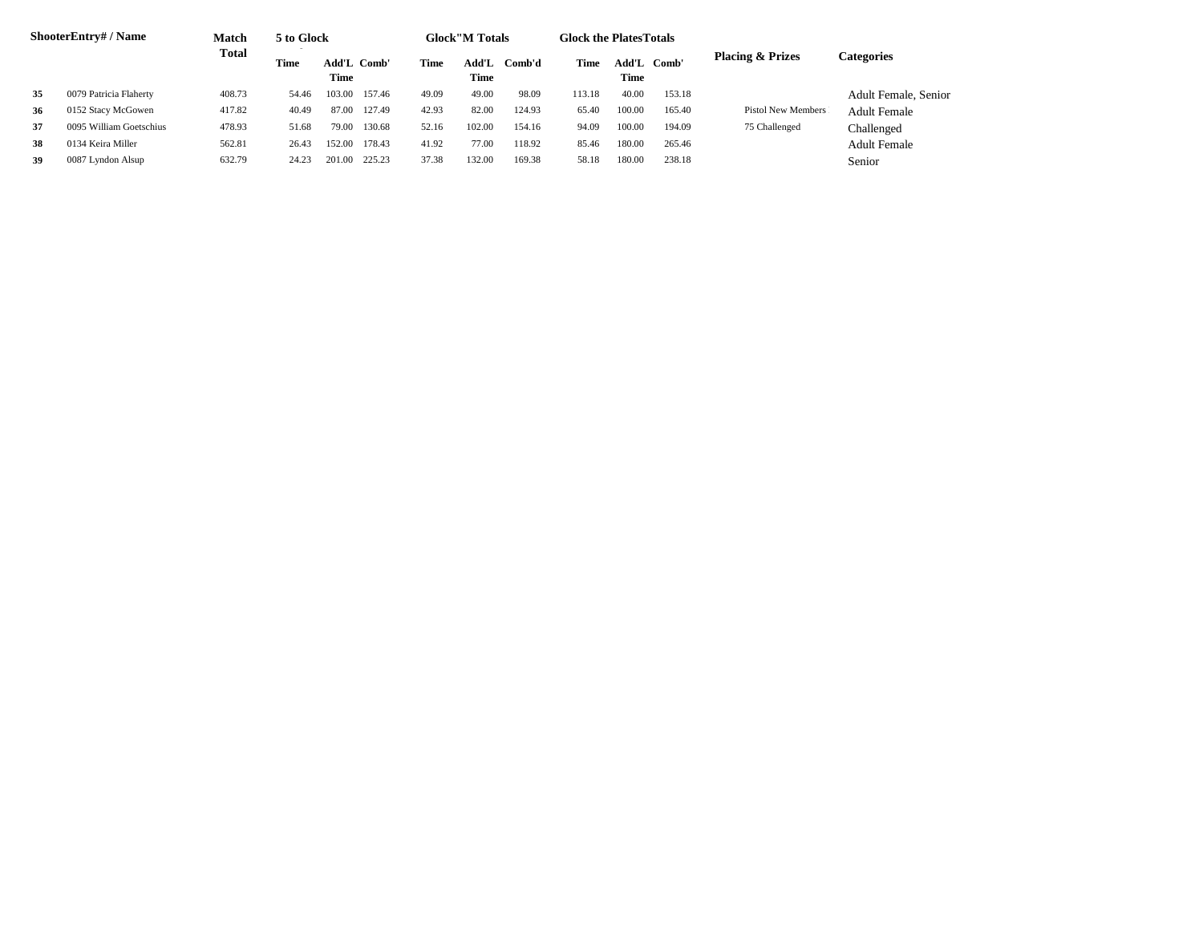| Shooter | Entry# / Name | Match Total | 5 to Glock | | | Glock"M Totals | | | Glock the Plates Totals | | | Placing & Prizes | Categories |
|---|---|---|---|---|---|---|---|---|---|---|---|---|---|
| | | | Time | Add'L Time | Comb' | Time | Add'L Time | Comb'd | Time | Add'L Time | Comb' | | |
| 35 | 0079 Patricia Flaherty | 408.73 | 54.46 | 103.00 | 157.46 | 49.09 | 49.00 | 98.09 | 113.18 | 40.00 | 153.18 | | Adult Female, Senior |
| 36 | 0152 Stacy McGowen | 417.82 | 40.49 | 87.00 | 127.49 | 42.93 | 82.00 | 124.93 | 65.40 | 100.00 | 165.40 | Pistol New Members | Adult Female |
| 37 | 0095 William Goetschius | 478.93 | 51.68 | 79.00 | 130.68 | 52.16 | 102.00 | 154.16 | 94.09 | 100.00 | 194.09 | 75 Challenged | Challenged |
| 38 | 0134 Keira Miller | 562.81 | 26.43 | 152.00 | 178.43 | 41.92 | 77.00 | 118.92 | 85.46 | 180.00 | 265.46 | | Adult Female |
| 39 | 0087 Lyndon Alsup | 632.79 | 24.23 | 201.00 | 225.23 | 37.38 | 132.00 | 169.38 | 58.18 | 180.00 | 238.18 | | Senior |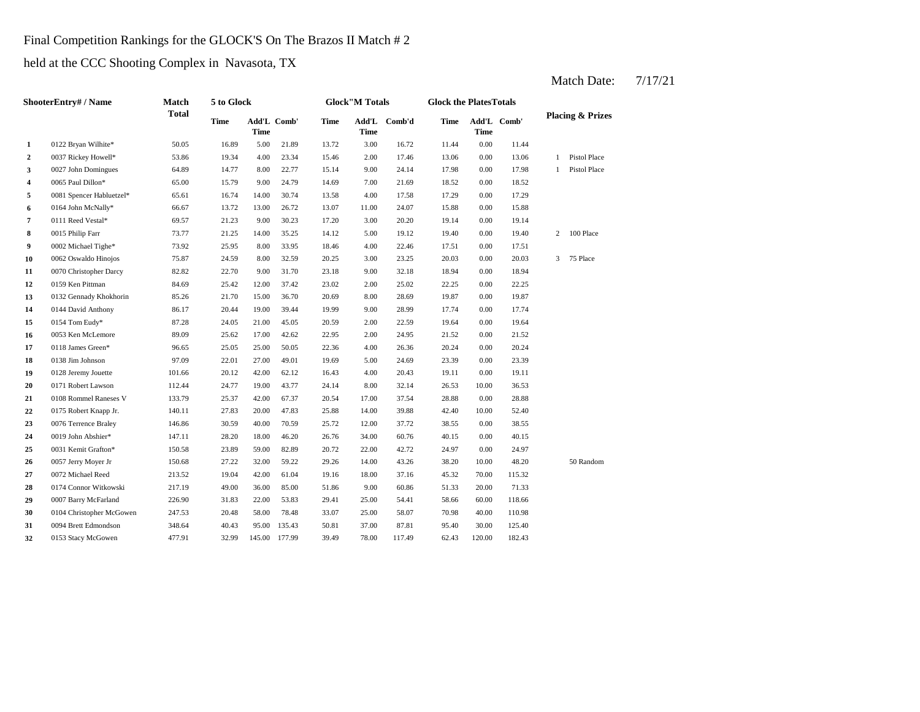Final Competition Rankings for the GLOCK'S On The Brazos II Match # 2

held at the CCC Shooting Complex in Navasota, TX

Match Date: 7/17/21

| ShooterEntry# / Name | | Match Total | 5 to Glock | | | Glock"M Totals | | | Glock the PlatesTotals | | | Placing & Prizes | |
|---|---|---|---|---|---|---|---|---|---|---|---|---|---|
| | | | Time | Add'L Time | Comb' | Time | Add'L Time | Comb'd | Time | Add'L Time | Comb' | | |
| 1 | 0122 Bryan Wilhite* | 50.05 | 16.89 | 5.00 | 21.89 | 13.72 | 3.00 | 16.72 | 11.44 | 0.00 | 11.44 | | |
| 2 | 0037 Rickey Howell* | 53.86 | 19.34 | 4.00 | 23.34 | 15.46 | 2.00 | 17.46 | 13.06 | 0.00 | 13.06 | 1 | Pistol Place |
| 3 | 0027 John Domingues | 64.89 | 14.77 | 8.00 | 22.77 | 15.14 | 9.00 | 24.14 | 17.98 | 0.00 | 17.98 | 1 | Pistol Place |
| 4 | 0065 Paul Dillon* | 65.00 | 15.79 | 9.00 | 24.79 | 14.69 | 7.00 | 21.69 | 18.52 | 0.00 | 18.52 | | |
| 5 | 0081 Spencer Habluetzel* | 65.61 | 16.74 | 14.00 | 30.74 | 13.58 | 4.00 | 17.58 | 17.29 | 0.00 | 17.29 | | |
| 6 | 0164 John McNally* | 66.67 | 13.72 | 13.00 | 26.72 | 13.07 | 11.00 | 24.07 | 15.88 | 0.00 | 15.88 | | |
| 7 | 0111 Reed Vestal* | 69.57 | 21.23 | 9.00 | 30.23 | 17.20 | 3.00 | 20.20 | 19.14 | 0.00 | 19.14 | | |
| 8 | 0015 Philip Farr | 73.77 | 21.25 | 14.00 | 35.25 | 14.12 | 5.00 | 19.12 | 19.40 | 0.00 | 19.40 | 2 | 100 Place |
| 9 | 0002 Michael Tighe* | 73.92 | 25.95 | 8.00 | 33.95 | 18.46 | 4.00 | 22.46 | 17.51 | 0.00 | 17.51 | | |
| 10 | 0062 Oswaldo Hinojos | 75.87 | 24.59 | 8.00 | 32.59 | 20.25 | 3.00 | 23.25 | 20.03 | 0.00 | 20.03 | 3 | 75 Place |
| 11 | 0070 Christopher Darcy | 82.82 | 22.70 | 9.00 | 31.70 | 23.18 | 9.00 | 32.18 | 18.94 | 0.00 | 18.94 | | |
| 12 | 0159 Ken Pittman | 84.69 | 25.42 | 12.00 | 37.42 | 23.02 | 2.00 | 25.02 | 22.25 | 0.00 | 22.25 | | |
| 13 | 0132 Gennady Khokhorin | 85.26 | 21.70 | 15.00 | 36.70 | 20.69 | 8.00 | 28.69 | 19.87 | 0.00 | 19.87 | | |
| 14 | 0144 David Anthony | 86.17 | 20.44 | 19.00 | 39.44 | 19.99 | 9.00 | 28.99 | 17.74 | 0.00 | 17.74 | | |
| 15 | 0154 Tom Eudy* | 87.28 | 24.05 | 21.00 | 45.05 | 20.59 | 2.00 | 22.59 | 19.64 | 0.00 | 19.64 | | |
| 16 | 0053 Ken McLemore | 89.09 | 25.62 | 17.00 | 42.62 | 22.95 | 2.00 | 24.95 | 21.52 | 0.00 | 21.52 | | |
| 17 | 0118 James Green* | 96.65 | 25.05 | 25.00 | 50.05 | 22.36 | 4.00 | 26.36 | 20.24 | 0.00 | 20.24 | | |
| 18 | 0138 Jim Johnson | 97.09 | 22.01 | 27.00 | 49.01 | 19.69 | 5.00 | 24.69 | 23.39 | 0.00 | 23.39 | | |
| 19 | 0128 Jeremy Jouette | 101.66 | 20.12 | 42.00 | 62.12 | 16.43 | 4.00 | 20.43 | 19.11 | 0.00 | 19.11 | | |
| 20 | 0171 Robert Lawson | 112.44 | 24.77 | 19.00 | 43.77 | 24.14 | 8.00 | 32.14 | 26.53 | 10.00 | 36.53 | | |
| 21 | 0108 Rommel Raneses V | 133.79 | 25.37 | 42.00 | 67.37 | 20.54 | 17.00 | 37.54 | 28.88 | 0.00 | 28.88 | | |
| 22 | 0175 Robert Knapp Jr. | 140.11 | 27.83 | 20.00 | 47.83 | 25.88 | 14.00 | 39.88 | 42.40 | 10.00 | 52.40 | | |
| 23 | 0076 Terrence Braley | 146.86 | 30.59 | 40.00 | 70.59 | 25.72 | 12.00 | 37.72 | 38.55 | 0.00 | 38.55 | | |
| 24 | 0019 John Abshier* | 147.11 | 28.20 | 18.00 | 46.20 | 26.76 | 34.00 | 60.76 | 40.15 | 0.00 | 40.15 | | |
| 25 | 0031 Kemit Grafton* | 150.58 | 23.89 | 59.00 | 82.89 | 20.72 | 22.00 | 42.72 | 24.97 | 0.00 | 24.97 | | |
| 26 | 0057 Jerry Moyer Jr | 150.68 | 27.22 | 32.00 | 59.22 | 29.26 | 14.00 | 43.26 | 38.20 | 10.00 | 48.20 | | 50 Random |
| 27 | 0072 Michael Reed | 213.52 | 19.04 | 42.00 | 61.04 | 19.16 | 18.00 | 37.16 | 45.32 | 70.00 | 115.32 | | |
| 28 | 0174 Connor Witkowski | 217.19 | 49.00 | 36.00 | 85.00 | 51.86 | 9.00 | 60.86 | 51.33 | 20.00 | 71.33 | | |
| 29 | 0007 Barry McFarland | 226.90 | 31.83 | 22.00 | 53.83 | 29.41 | 25.00 | 54.41 | 58.66 | 60.00 | 118.66 | | |
| 30 | 0104 Christopher McGowen | 247.53 | 20.48 | 58.00 | 78.48 | 33.07 | 25.00 | 58.07 | 70.98 | 40.00 | 110.98 | | |
| 31 | 0094 Brett Edmondson | 348.64 | 40.43 | 95.00 | 135.43 | 50.81 | 37.00 | 87.81 | 95.40 | 30.00 | 125.40 | | |
| 32 | 0153 Stacy McGowen | 477.91 | 32.99 | 145.00 | 177.99 | 39.49 | 78.00 | 117.49 | 62.43 | 120.00 | 182.43 | | |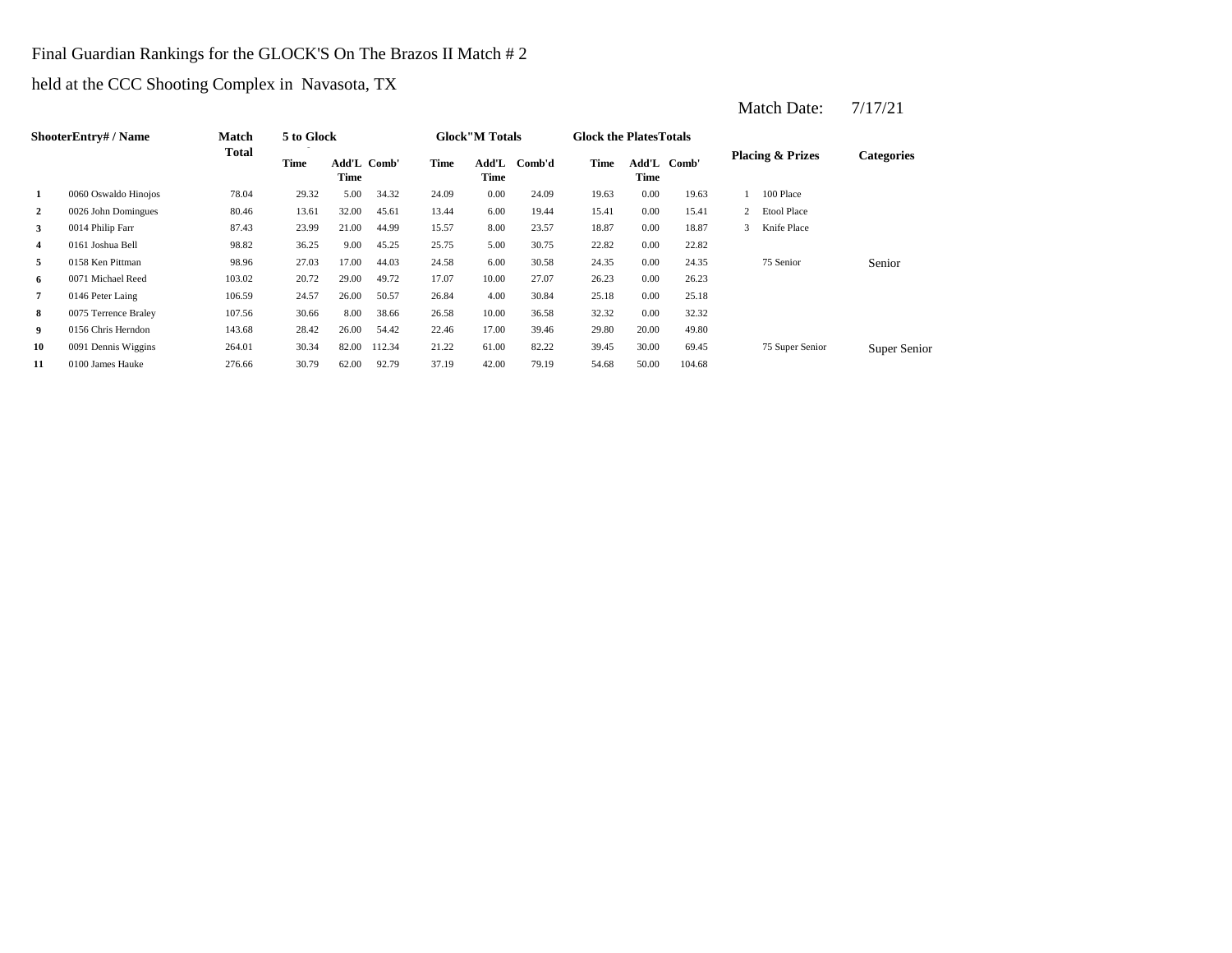Final Guardian Rankings for the GLOCK'S On The Brazos II Match # 2

held at the CCC Shooting Complex in Navasota, TX

Match Date: 7/17/21

| Shooter | Entry# / Name | Match Total | 5 to Glock | | | Glock"M Totals | | | Glock the Plates Totals | | | Placing & Prizes | | Categories |
|---|---|---|---|---|---|---|---|---|---|---|---|---|---|---|
| | | | Time | Add'L Time | Comb' | Time | Add'L Time | Comb'd | Time | Add'L Time | Comb' | | | |
| 1 | 0060 Oswaldo Hinojos | 78.04 | 29.32 | 5.00 | 34.32 | 24.09 | 0.00 | 24.09 | 19.63 | 0.00 | 19.63 | 1 | 100 Place | |
| 2 | 0026 John Domingues | 80.46 | 13.61 | 32.00 | 45.61 | 13.44 | 6.00 | 19.44 | 15.41 | 0.00 | 15.41 | 2 | Etool Place | |
| 3 | 0014 Philip Farr | 87.43 | 23.99 | 21.00 | 44.99 | 15.57 | 8.00 | 23.57 | 18.87 | 0.00 | 18.87 | 3 | Knife Place | |
| 4 | 0161 Joshua Bell | 98.82 | 36.25 | 9.00 | 45.25 | 25.75 | 5.00 | 30.75 | 22.82 | 0.00 | 22.82 | | | |
| 5 | 0158 Ken Pittman | 98.96 | 27.03 | 17.00 | 44.03 | 24.58 | 6.00 | 30.58 | 24.35 | 0.00 | 24.35 | | 75 Senior | Senior |
| 6 | 0071 Michael Reed | 103.02 | 20.72 | 29.00 | 49.72 | 17.07 | 10.00 | 27.07 | 26.23 | 0.00 | 26.23 | | | |
| 7 | 0146 Peter Laing | 106.59 | 24.57 | 26.00 | 50.57 | 26.84 | 4.00 | 30.84 | 25.18 | 0.00 | 25.18 | | | |
| 8 | 0075 Terrence Braley | 107.56 | 30.66 | 8.00 | 38.66 | 26.58 | 10.00 | 36.58 | 32.32 | 0.00 | 32.32 | | | |
| 9 | 0156 Chris Herndon | 143.68 | 28.42 | 26.00 | 54.42 | 22.46 | 17.00 | 39.46 | 29.80 | 20.00 | 49.80 | | | |
| 10 | 0091 Dennis Wiggins | 264.01 | 30.34 | 82.00 | 112.34 | 21.22 | 61.00 | 82.22 | 39.45 | 30.00 | 69.45 | | 75 Super Senior | Super Senior |
| 11 | 0100 James Hauke | 276.66 | 30.79 | 62.00 | 92.79 | 37.19 | 42.00 | 79.19 | 54.68 | 50.00 | 104.68 | | | |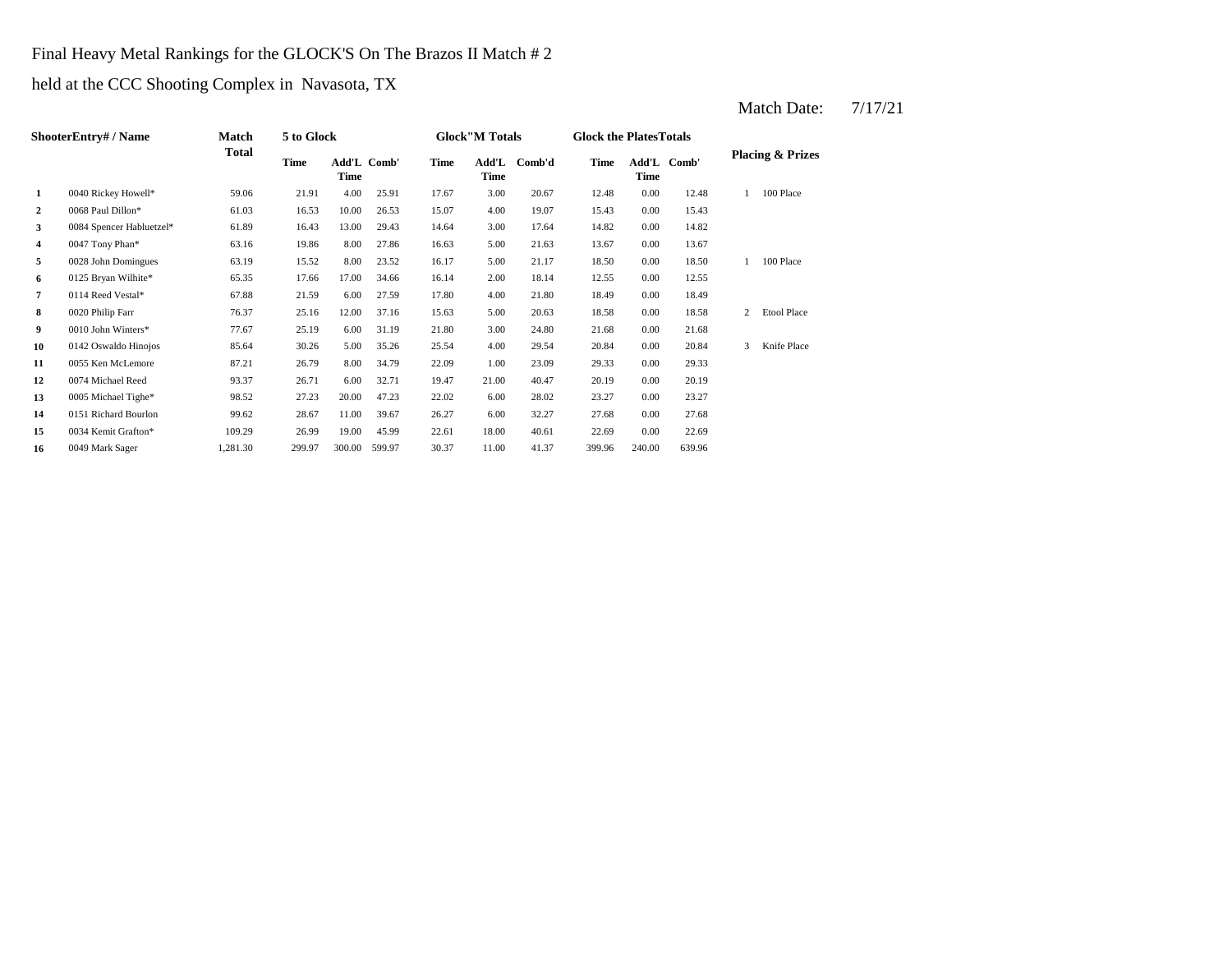Final Heavy Metal Rankings for the GLOCK'S On The Brazos II Match # 2

held at the CCC Shooting Complex in Navasota, TX

Match Date: 7/17/21

| | ShooterEntry# / Name | Match Total | 5 to Glock | | | Glock"M Totals | | | Glock the PlatesTotals | | | Placing & Prizes | |
|---|---|---|---|---|---|---|---|---|---|---|---|---|---|
| | | | Time | Add'L Time | Comb' | Time | Add'L Time | Comb'd | Time | Add'L Time | Comb' | | |
| 1 | 0040 Rickey Howell* | 59.06 | 21.91 | 4.00 | 25.91 | 17.67 | 3.00 | 20.67 | 12.48 | 0.00 | 12.48 | 1 | 100 Place |
| 2 | 0068 Paul Dillon* | 61.03 | 16.53 | 10.00 | 26.53 | 15.07 | 4.00 | 19.07 | 15.43 | 0.00 | 15.43 | | |
| 3 | 0084 Spencer Habluetzel* | 61.89 | 16.43 | 13.00 | 29.43 | 14.64 | 3.00 | 17.64 | 14.82 | 0.00 | 14.82 | | |
| 4 | 0047 Tony Phan* | 63.16 | 19.86 | 8.00 | 27.86 | 16.63 | 5.00 | 21.63 | 13.67 | 0.00 | 13.67 | | |
| 5 | 0028 John Domingues | 63.19 | 15.52 | 8.00 | 23.52 | 16.17 | 5.00 | 21.17 | 18.50 | 0.00 | 18.50 | 1 | 100 Place |
| 6 | 0125 Bryan Wilhite* | 65.35 | 17.66 | 17.00 | 34.66 | 16.14 | 2.00 | 18.14 | 12.55 | 0.00 | 12.55 | | |
| 7 | 0114 Reed Vestal* | 67.88 | 21.59 | 6.00 | 27.59 | 17.80 | 4.00 | 21.80 | 18.49 | 0.00 | 18.49 | | |
| 8 | 0020 Philip Farr | 76.37 | 25.16 | 12.00 | 37.16 | 15.63 | 5.00 | 20.63 | 18.58 | 0.00 | 18.58 | 2 | Etool Place |
| 9 | 0010 John Winters* | 77.67 | 25.19 | 6.00 | 31.19 | 21.80 | 3.00 | 24.80 | 21.68 | 0.00 | 21.68 | | |
| 10 | 0142 Oswaldo Hinojos | 85.64 | 30.26 | 5.00 | 35.26 | 25.54 | 4.00 | 29.54 | 20.84 | 0.00 | 20.84 | 3 | Knife Place |
| 11 | 0055 Ken McLemore | 87.21 | 26.79 | 8.00 | 34.79 | 22.09 | 1.00 | 23.09 | 29.33 | 0.00 | 29.33 | | |
| 12 | 0074 Michael Reed | 93.37 | 26.71 | 6.00 | 32.71 | 19.47 | 21.00 | 40.47 | 20.19 | 0.00 | 20.19 | | |
| 13 | 0005 Michael Tighe* | 98.52 | 27.23 | 20.00 | 47.23 | 22.02 | 6.00 | 28.02 | 23.27 | 0.00 | 23.27 | | |
| 14 | 0151 Richard Bourlon | 99.62 | 28.67 | 11.00 | 39.67 | 26.27 | 6.00 | 32.27 | 27.68 | 0.00 | 27.68 | | |
| 15 | 0034 Kemit Grafton* | 109.29 | 26.99 | 19.00 | 45.99 | 22.61 | 18.00 | 40.61 | 22.69 | 0.00 | 22.69 | | |
| 16 | 0049 Mark Sager | 1,281.30 | 299.97 | 300.00 | 599.97 | 30.37 | 11.00 | 41.37 | 399.96 | 240.00 | 639.96 | | |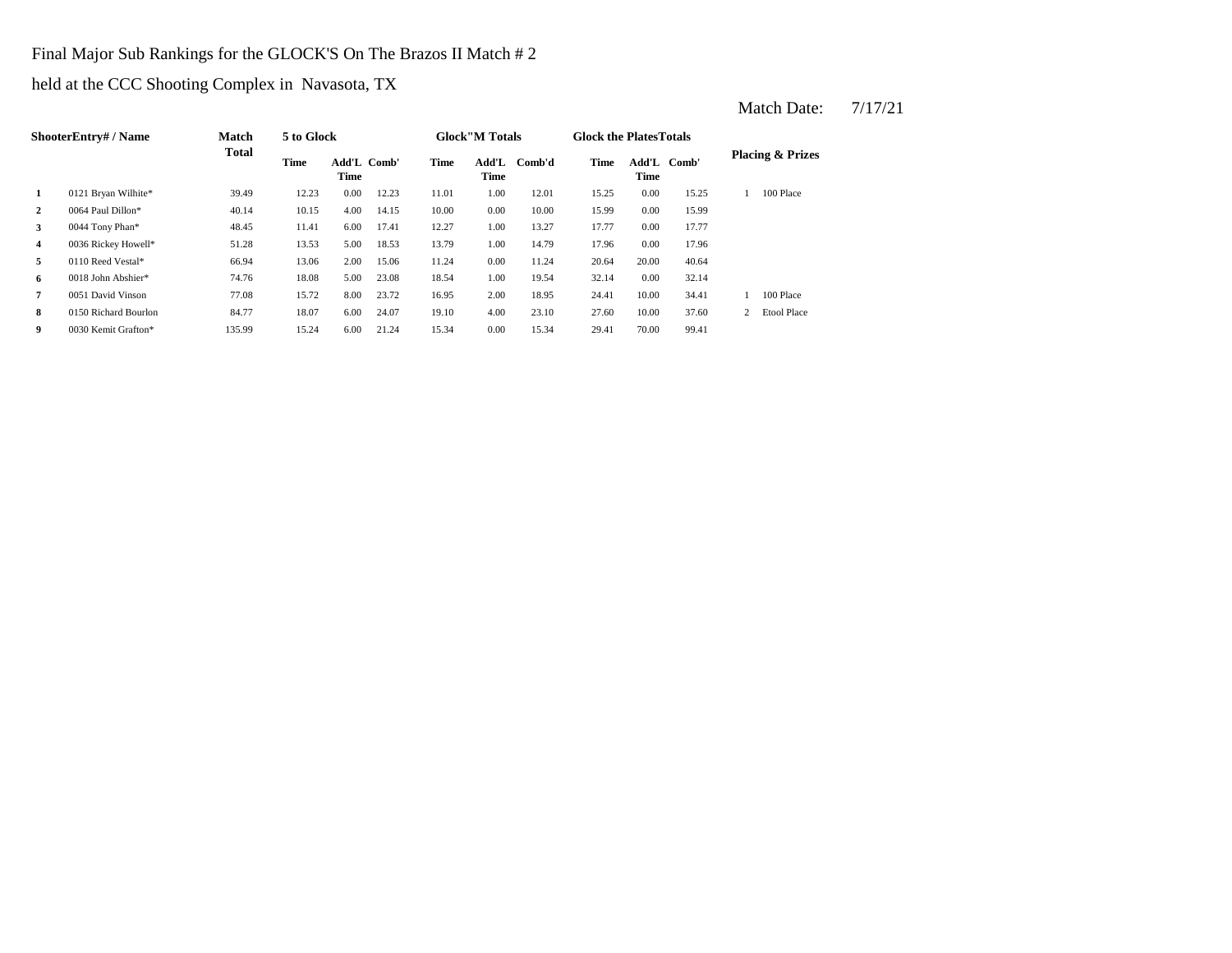Final Major Sub Rankings for the GLOCK'S On The Brazos II Match # 2

held at the CCC Shooting Complex in Navasota, TX

Match Date: 7/17/21

| Shooter | Entry# / Name | Match Total | 5 to Glock | | | Glock"M Totals | | | Glock the Plates Totals | | | Placing & Prizes | |
|---|---|---|---|---|---|---|---|---|---|---|---|---|---|
| | | | Time | Add'L Time | Comb' | Time | Add'L Time | Comb'd | Time | Add'L Time | Comb' | | |
| 1 | 0121 Bryan Wilhite* | 39.49 | 12.23 | 0.00 | 12.23 | 11.01 | 1.00 | 12.01 | 15.25 | 0.00 | 15.25 | 1 | 100 Place |
| 2 | 0064 Paul Dillon* | 40.14 | 10.15 | 4.00 | 14.15 | 10.00 | 0.00 | 10.00 | 15.99 | 0.00 | 15.99 | | |
| 3 | 0044 Tony Phan* | 48.45 | 11.41 | 6.00 | 17.41 | 12.27 | 1.00 | 13.27 | 17.77 | 0.00 | 17.77 | | |
| 4 | 0036 Rickey Howell* | 51.28 | 13.53 | 5.00 | 18.53 | 13.79 | 1.00 | 14.79 | 17.96 | 0.00 | 17.96 | | |
| 5 | 0110 Reed Vestal* | 66.94 | 13.06 | 2.00 | 15.06 | 11.24 | 0.00 | 11.24 | 20.64 | 20.00 | 40.64 | | |
| 6 | 0018 John Abshier* | 74.76 | 18.08 | 5.00 | 23.08 | 18.54 | 1.00 | 19.54 | 32.14 | 0.00 | 32.14 | | |
| 7 | 0051 David Vinson | 77.08 | 15.72 | 8.00 | 23.72 | 16.95 | 2.00 | 18.95 | 24.41 | 10.00 | 34.41 | 1 | 100 Place |
| 8 | 0150 Richard Bourlon | 84.77 | 18.07 | 6.00 | 24.07 | 19.10 | 4.00 | 23.10 | 27.60 | 10.00 | 37.60 | 2 | Etool Place |
| 9 | 0030 Kemit Grafton* | 135.99 | 15.24 | 6.00 | 21.24 | 15.34 | 0.00 | 15.34 | 29.41 | 70.00 | 99.41 | | |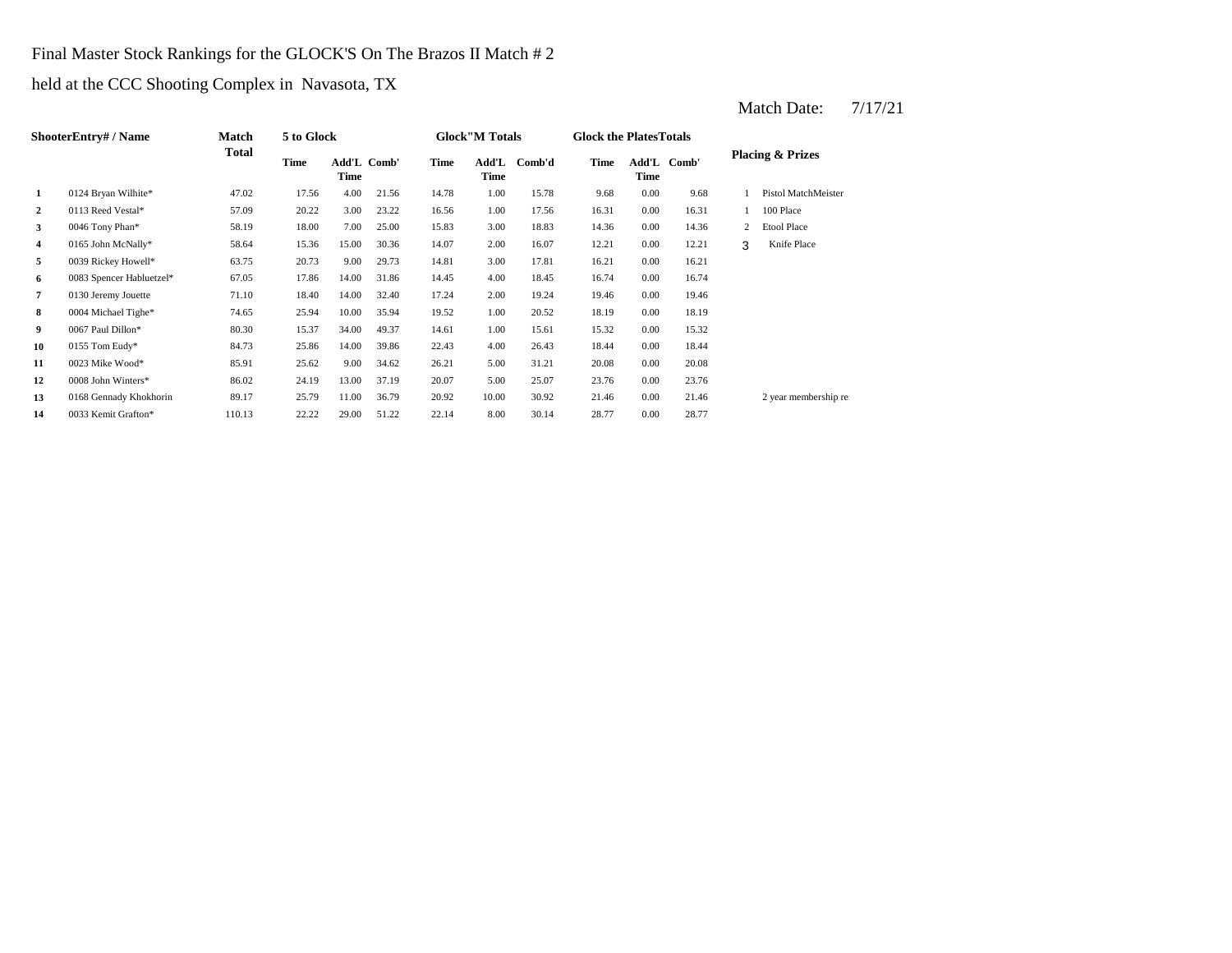Final Master Stock Rankings for the GLOCK'S On The Brazos II Match # 2

held at the CCC Shooting Complex in Navasota, TX

Match Date: 7/17/21

| ShooterEntry# / Name | | Match Total | 5 to Glock | | | Glock"M Totals | | | Glock the PlatesTotals | | | Placing & Prizes | |
|---|---|---|---|---|---|---|---|---|---|---|---|---|---|
| | | | Time | Add'L Time | Comb' | Time | Add'L Time | Comb'd | Time | Add'L Time | Comb' | | |
| 1 | 0124 Bryan Wilhite* | 47.02 | 17.56 | 4.00 | 21.56 | 14.78 | 1.00 | 15.78 | 9.68 | 0.00 | 9.68 | 1 | Pistol MatchMeister |
| 2 | 0113 Reed Vestal* | 57.09 | 20.22 | 3.00 | 23.22 | 16.56 | 1.00 | 17.56 | 16.31 | 0.00 | 16.31 | 1 | 100 Place |
| 3 | 0046 Tony Phan* | 58.19 | 18.00 | 7.00 | 25.00 | 15.83 | 3.00 | 18.83 | 14.36 | 0.00 | 14.36 | 2 | Etool Place |
| 4 | 0165 John McNally* | 58.64 | 15.36 | 15.00 | 30.36 | 14.07 | 2.00 | 16.07 | 12.21 | 0.00 | 12.21 | 3 | Knife Place |
| 5 | 0039 Rickey Howell* | 63.75 | 20.73 | 9.00 | 29.73 | 14.81 | 3.00 | 17.81 | 16.21 | 0.00 | 16.21 | | |
| 6 | 0083 Spencer Habluetzel* | 67.05 | 17.86 | 14.00 | 31.86 | 14.45 | 4.00 | 18.45 | 16.74 | 0.00 | 16.74 | | |
| 7 | 0130 Jeremy Jouette | 71.10 | 18.40 | 14.00 | 32.40 | 17.24 | 2.00 | 19.24 | 19.46 | 0.00 | 19.46 | | |
| 8 | 0004 Michael Tighe* | 74.65 | 25.94 | 10.00 | 35.94 | 19.52 | 1.00 | 20.52 | 18.19 | 0.00 | 18.19 | | |
| 9 | 0067 Paul Dillon* | 80.30 | 15.37 | 34.00 | 49.37 | 14.61 | 1.00 | 15.61 | 15.32 | 0.00 | 15.32 | | |
| 10 | 0155 Tom Eudy* | 84.73 | 25.86 | 14.00 | 39.86 | 22.43 | 4.00 | 26.43 | 18.44 | 0.00 | 18.44 | | |
| 11 | 0023 Mike Wood* | 85.91 | 25.62 | 9.00 | 34.62 | 26.21 | 5.00 | 31.21 | 20.08 | 0.00 | 20.08 | | |
| 12 | 0008 John Winters* | 86.02 | 24.19 | 13.00 | 37.19 | 20.07 | 5.00 | 25.07 | 23.76 | 0.00 | 23.76 | | |
| 13 | 0168 Gennady Khokhorin | 89.17 | 25.79 | 11.00 | 36.79 | 20.92 | 10.00 | 30.92 | 21.46 | 0.00 | 21.46 | | 2 year membership re |
| 14 | 0033 Kemit Grafton* | 110.13 | 22.22 | 29.00 | 51.22 | 22.14 | 8.00 | 30.14 | 28.77 | 0.00 | 28.77 | | |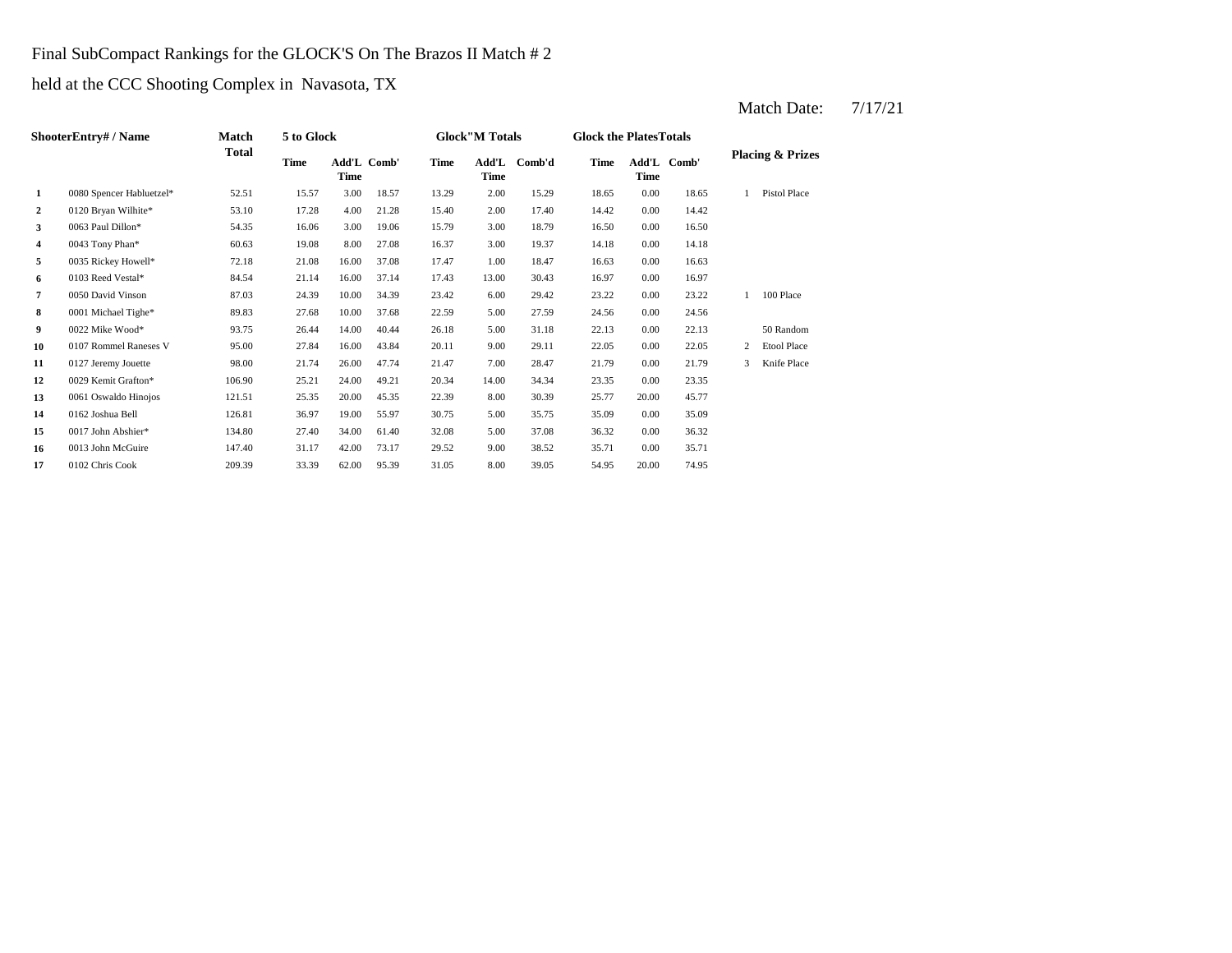Final SubCompact Rankings for the GLOCK'S On The Brazos II Match # 2

held at the CCC Shooting Complex in Navasota, TX

Match Date: 7/17/21

| ShooterEntry# / Name | | Match Total | 5 to Glock | | | Glock"M Totals | | | Glock the PlatesTotals | | | Placing & Prizes | |
|---|---|---|---|---|---|---|---|---|---|---|---|---|---|
| | | | Time | Add'L Time | Comb' | Time | Add'L Time | Comb'd | Time | Add'L Time | Comb' | | |
| 1 | 0080 Spencer Habluetzel* | 52.51 | 15.57 | 3.00 | 18.57 | 13.29 | 2.00 | 15.29 | 18.65 | 0.00 | 18.65 | 1 | Pistol Place |
| 2 | 0120 Bryan Wilhite* | 53.10 | 17.28 | 4.00 | 21.28 | 15.40 | 2.00 | 17.40 | 14.42 | 0.00 | 14.42 | | |
| 3 | 0063 Paul Dillon* | 54.35 | 16.06 | 3.00 | 19.06 | 15.79 | 3.00 | 18.79 | 16.50 | 0.00 | 16.50 | | |
| 4 | 0043 Tony Phan* | 60.63 | 19.08 | 8.00 | 27.08 | 16.37 | 3.00 | 19.37 | 14.18 | 0.00 | 14.18 | | |
| 5 | 0035 Rickey Howell* | 72.18 | 21.08 | 16.00 | 37.08 | 17.47 | 1.00 | 18.47 | 16.63 | 0.00 | 16.63 | | |
| 6 | 0103 Reed Vestal* | 84.54 | 21.14 | 16.00 | 37.14 | 17.43 | 13.00 | 30.43 | 16.97 | 0.00 | 16.97 | | |
| 7 | 0050 David Vinson | 87.03 | 24.39 | 10.00 | 34.39 | 23.42 | 6.00 | 29.42 | 23.22 | 0.00 | 23.22 | 1 | 100 Place |
| 8 | 0001 Michael Tighe* | 89.83 | 27.68 | 10.00 | 37.68 | 22.59 | 5.00 | 27.59 | 24.56 | 0.00 | 24.56 | | |
| 9 | 0022 Mike Wood* | 93.75 | 26.44 | 14.00 | 40.44 | 26.18 | 5.00 | 31.18 | 22.13 | 0.00 | 22.13 | | 50 Random |
| 10 | 0107 Rommel Raneses V | 95.00 | 27.84 | 16.00 | 43.84 | 20.11 | 9.00 | 29.11 | 22.05 | 0.00 | 22.05 | 2 | Etool Place |
| 11 | 0127 Jeremy Jouette | 98.00 | 21.74 | 26.00 | 47.74 | 21.47 | 7.00 | 28.47 | 21.79 | 0.00 | 21.79 | 3 | Knife Place |
| 12 | 0029 Kemit Grafton* | 106.90 | 25.21 | 24.00 | 49.21 | 20.34 | 14.00 | 34.34 | 23.35 | 0.00 | 23.35 | | |
| 13 | 0061 Oswaldo Hinojos | 121.51 | 25.35 | 20.00 | 45.35 | 22.39 | 8.00 | 30.39 | 25.77 | 20.00 | 45.77 | | |
| 14 | 0162 Joshua Bell | 126.81 | 36.97 | 19.00 | 55.97 | 30.75 | 5.00 | 35.75 | 35.09 | 0.00 | 35.09 | | |
| 15 | 0017 John Abshier* | 134.80 | 27.40 | 34.00 | 61.40 | 32.08 | 5.00 | 37.08 | 36.32 | 0.00 | 36.32 | | |
| 16 | 0013 John McGuire | 147.40 | 31.17 | 42.00 | 73.17 | 29.52 | 9.00 | 38.52 | 35.71 | 0.00 | 35.71 | | |
| 17 | 0102 Chris Cook | 209.39 | 33.39 | 62.00 | 95.39 | 31.05 | 8.00 | 39.05 | 54.95 | 20.00 | 74.95 | | |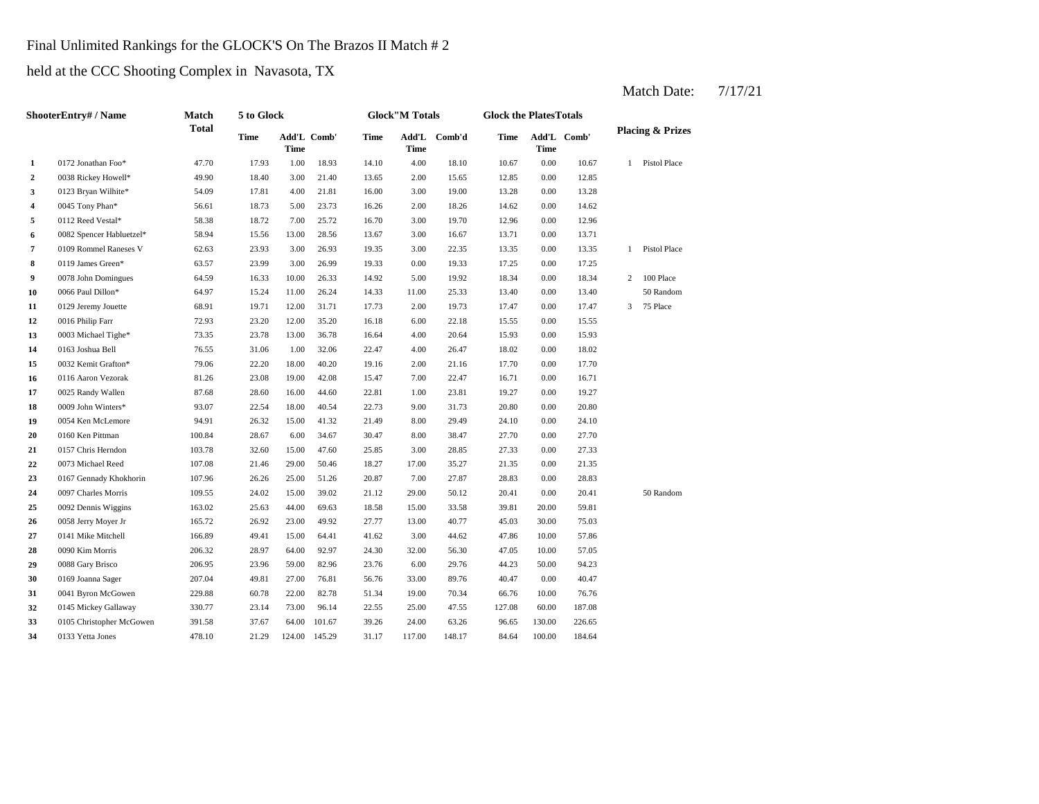Final Unlimited Rankings for the GLOCK'S On The Brazos II Match # 2

held at the CCC Shooting Complex in Navasota, TX

Match Date: 7/17/21

| ShooterEntry# / Name | | Match Total | 5 to Glock | | | Glock"M Totals | | | Glock the PlatesTotals | | | Placing & Prizes | |
|---|---|---|---|---|---|---|---|---|---|---|---|---|---|
| | | | Time | Add'L Time | Comb' | Time | Add'L Time | Comb'd | Time | Add'L Time | Comb' | | |
| 1 | 0172 Jonathan Foo* | 47.70 | 17.93 | 1.00 | 18.93 | 14.10 | 4.00 | 18.10 | 10.67 | 0.00 | 10.67 | 1 | Pistol Place |
| 2 | 0038 Rickey Howell* | 49.90 | 18.40 | 3.00 | 21.40 | 13.65 | 2.00 | 15.65 | 12.85 | 0.00 | 12.85 | | |
| 3 | 0123 Bryan Wilhite* | 54.09 | 17.81 | 4.00 | 21.81 | 16.00 | 3.00 | 19.00 | 13.28 | 0.00 | 13.28 | | |
| 4 | 0045 Tony Phan* | 56.61 | 18.73 | 5.00 | 23.73 | 16.26 | 2.00 | 18.26 | 14.62 | 0.00 | 14.62 | | |
| 5 | 0112 Reed Vestal* | 58.38 | 18.72 | 7.00 | 25.72 | 16.70 | 3.00 | 19.70 | 12.96 | 0.00 | 12.96 | | |
| 6 | 0082 Spencer Habluetzel* | 58.94 | 15.56 | 13.00 | 28.56 | 13.67 | 3.00 | 16.67 | 13.71 | 0.00 | 13.71 | | |
| 7 | 0109 Rommel Raneses V | 62.63 | 23.93 | 3.00 | 26.93 | 19.35 | 3.00 | 22.35 | 13.35 | 0.00 | 13.35 | 1 | Pistol Place |
| 8 | 0119 James Green* | 63.57 | 23.99 | 3.00 | 26.99 | 19.33 | 0.00 | 19.33 | 17.25 | 0.00 | 17.25 | | |
| 9 | 0078 John Domingues | 64.59 | 16.33 | 10.00 | 26.33 | 14.92 | 5.00 | 19.92 | 18.34 | 0.00 | 18.34 | 2 | 100 Place |
| 10 | 0066 Paul Dillon* | 64.97 | 15.24 | 11.00 | 26.24 | 14.33 | 11.00 | 25.33 | 13.40 | 0.00 | 13.40 | | 50 Random |
| 11 | 0129 Jeremy Jouette | 68.91 | 19.71 | 12.00 | 31.71 | 17.73 | 2.00 | 19.73 | 17.47 | 0.00 | 17.47 | 3 | 75 Place |
| 12 | 0016 Philip Farr | 72.93 | 23.20 | 12.00 | 35.20 | 16.18 | 6.00 | 22.18 | 15.55 | 0.00 | 15.55 | | |
| 13 | 0003 Michael Tighe* | 73.35 | 23.78 | 13.00 | 36.78 | 16.64 | 4.00 | 20.64 | 15.93 | 0.00 | 15.93 | | |
| 14 | 0163 Joshua Bell | 76.55 | 31.06 | 1.00 | 32.06 | 22.47 | 4.00 | 26.47 | 18.02 | 0.00 | 18.02 | | |
| 15 | 0032 Kemit Grafton* | 79.06 | 22.20 | 18.00 | 40.20 | 19.16 | 2.00 | 21.16 | 17.70 | 0.00 | 17.70 | | |
| 16 | 0116 Aaron Vezorak | 81.26 | 23.08 | 19.00 | 42.08 | 15.47 | 7.00 | 22.47 | 16.71 | 0.00 | 16.71 | | |
| 17 | 0025 Randy Wallen | 87.68 | 28.60 | 16.00 | 44.60 | 22.81 | 1.00 | 23.81 | 19.27 | 0.00 | 19.27 | | |
| 18 | 0009 John Winters* | 93.07 | 22.54 | 18.00 | 40.54 | 22.73 | 9.00 | 31.73 | 20.80 | 0.00 | 20.80 | | |
| 19 | 0054 Ken McLemore | 94.91 | 26.32 | 15.00 | 41.32 | 21.49 | 8.00 | 29.49 | 24.10 | 0.00 | 24.10 | | |
| 20 | 0160 Ken Pittman | 100.84 | 28.67 | 6.00 | 34.67 | 30.47 | 8.00 | 38.47 | 27.70 | 0.00 | 27.70 | | |
| 21 | 0157 Chris Herndon | 103.78 | 32.60 | 15.00 | 47.60 | 25.85 | 3.00 | 28.85 | 27.33 | 0.00 | 27.33 | | |
| 22 | 0073 Michael Reed | 107.08 | 21.46 | 29.00 | 50.46 | 18.27 | 17.00 | 35.27 | 21.35 | 0.00 | 21.35 | | |
| 23 | 0167 Gennady Khokhorin | 107.96 | 26.26 | 25.00 | 51.26 | 20.87 | 7.00 | 27.87 | 28.83 | 0.00 | 28.83 | | |
| 24 | 0097 Charles Morris | 109.55 | 24.02 | 15.00 | 39.02 | 21.12 | 29.00 | 50.12 | 20.41 | 0.00 | 20.41 | | 50 Random |
| 25 | 0092 Dennis Wiggins | 163.02 | 25.63 | 44.00 | 69.63 | 18.58 | 15.00 | 33.58 | 39.81 | 20.00 | 59.81 | | |
| 26 | 0058 Jerry Moyer Jr | 165.72 | 26.92 | 23.00 | 49.92 | 27.77 | 13.00 | 40.77 | 45.03 | 30.00 | 75.03 | | |
| 27 | 0141 Mike Mitchell | 166.89 | 49.41 | 15.00 | 64.41 | 41.62 | 3.00 | 44.62 | 47.86 | 10.00 | 57.86 | | |
| 28 | 0090 Kim Morris | 206.32 | 28.97 | 64.00 | 92.97 | 24.30 | 32.00 | 56.30 | 47.05 | 10.00 | 57.05 | | |
| 29 | 0088 Gary Brisco | 206.95 | 23.96 | 59.00 | 82.96 | 23.76 | 6.00 | 29.76 | 44.23 | 50.00 | 94.23 | | |
| 30 | 0169 Joanna Sager | 207.04 | 49.81 | 27.00 | 76.81 | 56.76 | 33.00 | 89.76 | 40.47 | 0.00 | 40.47 | | |
| 31 | 0041 Byron McGowen | 229.88 | 60.78 | 22.00 | 82.78 | 51.34 | 19.00 | 70.34 | 66.76 | 10.00 | 76.76 | | |
| 32 | 0145 Mickey Gallaway | 330.77 | 23.14 | 73.00 | 96.14 | 22.55 | 25.00 | 47.55 | 127.08 | 60.00 | 187.08 | | |
| 33 | 0105 Christopher McGowen | 391.58 | 37.67 | 64.00 | 101.67 | 39.26 | 24.00 | 63.26 | 96.65 | 130.00 | 226.65 | | |
| 34 | 0133 Yetta Jones | 478.10 | 21.29 | 124.00 | 145.29 | 31.17 | 117.00 | 148.17 | 84.64 | 100.00 | 184.64 | | |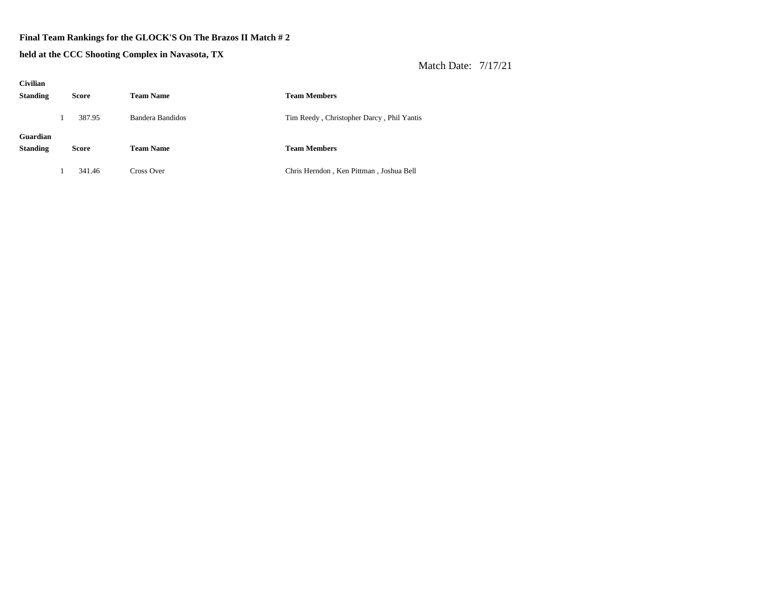**Final Team Rankings for the GLOCK'S On The Brazos II Match # 2**

**held at the CCC Shooting Complex in Navasota, TX**

Match Date: 7/17/21

**Civilian**

| Standing | Score | Team Name | Team Members |
|---|---|---|---|
| 1 | 387.95 | Bandera Bandidos | Tim Reedy , Christopher Darcy , Phil Yantis |

**Guardian**

| Standing | Score | Team Name | Team Members |
|---|---|---|---|
| 1 | 341.46 | Cross Over | Chris Herndon , Ken Pittman , Joshua Bell |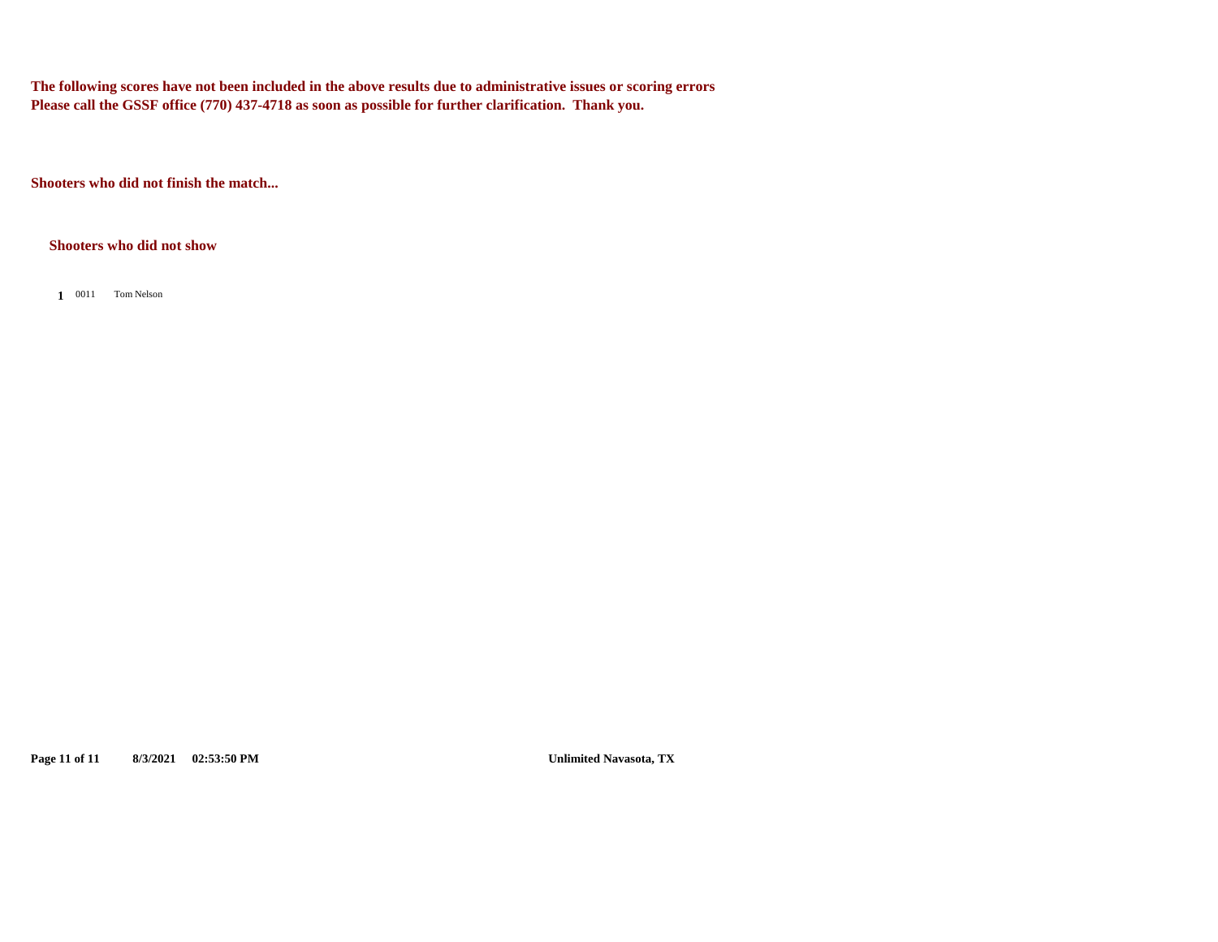**The following scores have not been included in the above results due to administrative issues or scoring errors**
**Please call the GSSF office (770) 437-4718 as soon as possible for further clarification. Thank you.**

**Shooters who did not finish the match...**

**Shooters who did not show**

| | | |
|---|---|---|
| **1** | 0011 | Tom Nelson |